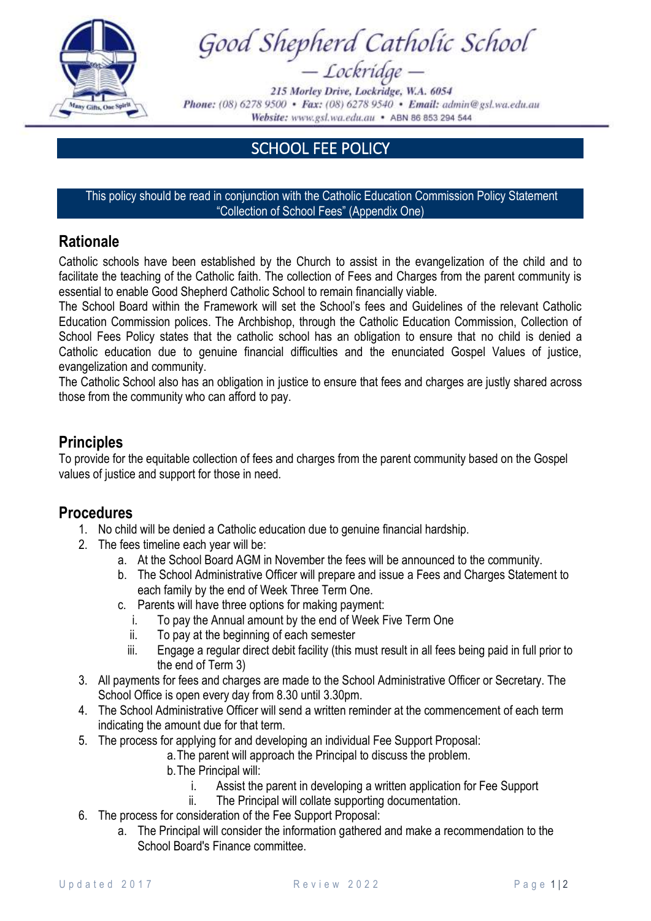Good Shepherd Catholic School

— Lockridge —

215 Morley Drive, Lockridge, W.A. 6054

**Phone:** (08) 6278 9500 • **Fax:** (08) 6278 9540 • **Email:** admin@gsl.wa.edu.au

**Website:** www.gsl.wa.edu.au • ABN 86 853 294 544

# SCHOOL FEE POLICY

This policy should be read in conjunction with the Catholic Education Commission Policy Statement "Collection of School Fees" (Appendix One)

## Rationale

Catholic schools have been established by the Church to assist in the evangelization of the child and to facilitate the teaching of the Catholic faith. The collection of Fees and Charges from the parent community is essential to enable Good Shepherd Catholic School to remain financially viable.

The School Board within the Framework will set the School's fees and Guidelines of the relevant Catholic Education Commission polices. The Archbishop, through the Catholic Education Commission, Collection of School Fees Policy states that the catholic school has an obligation to ensure that no child is denied a Catholic education due to genuine financial difficulties and the enunciated Gospel Values of justice, evangelization and community.

The Catholic School also has an obligation in justice to ensure that fees and charges are justly shared across those from the community who can afford to pay.

## Principles

To provide for the equitable collection of fees and charges from the parent community based on the Gospel values of justice and support for those in need.

## Procedures

1. No child will be denied a Catholic education due to genuine financial hardship.
2. The fees timeline each year will be:
   a. At the School Board AGM in November the fees will be announced to the community.
   b. The School Administrative Officer will prepare and issue a Fees and Charges Statement to each family by the end of Week Three Term One.
   c. Parents will have three options for making payment:
      i. To pay the Annual amount by the end of Week Five Term One
      ii. To pay at the beginning of each semester
      iii. Engage a regular direct debit facility (this must result in all fees being paid in full prior to the end of Term 3)
3. All payments for fees and charges are made to the School Administrative Officer or Secretary. The School Office is open every day from 8.30 until 3.30pm.
4. The School Administrative Officer will send a written reminder at the commencement of each term indicating the amount due for that term.
5. The process for applying for and developing an individual Fee Support Proposal:
   a. The parent will approach the Principal to discuss the problem.
   b. The Principal will:
      i. Assist the parent in developing a written application for Fee Support
      ii. The Principal will collate supporting documentation.
6. The process for consideration of the Fee Support Proposal:
   a. The Principal will consider the information gathered and make a recommendation to the School Board's Finance committee.

Updated 2017 Review 2022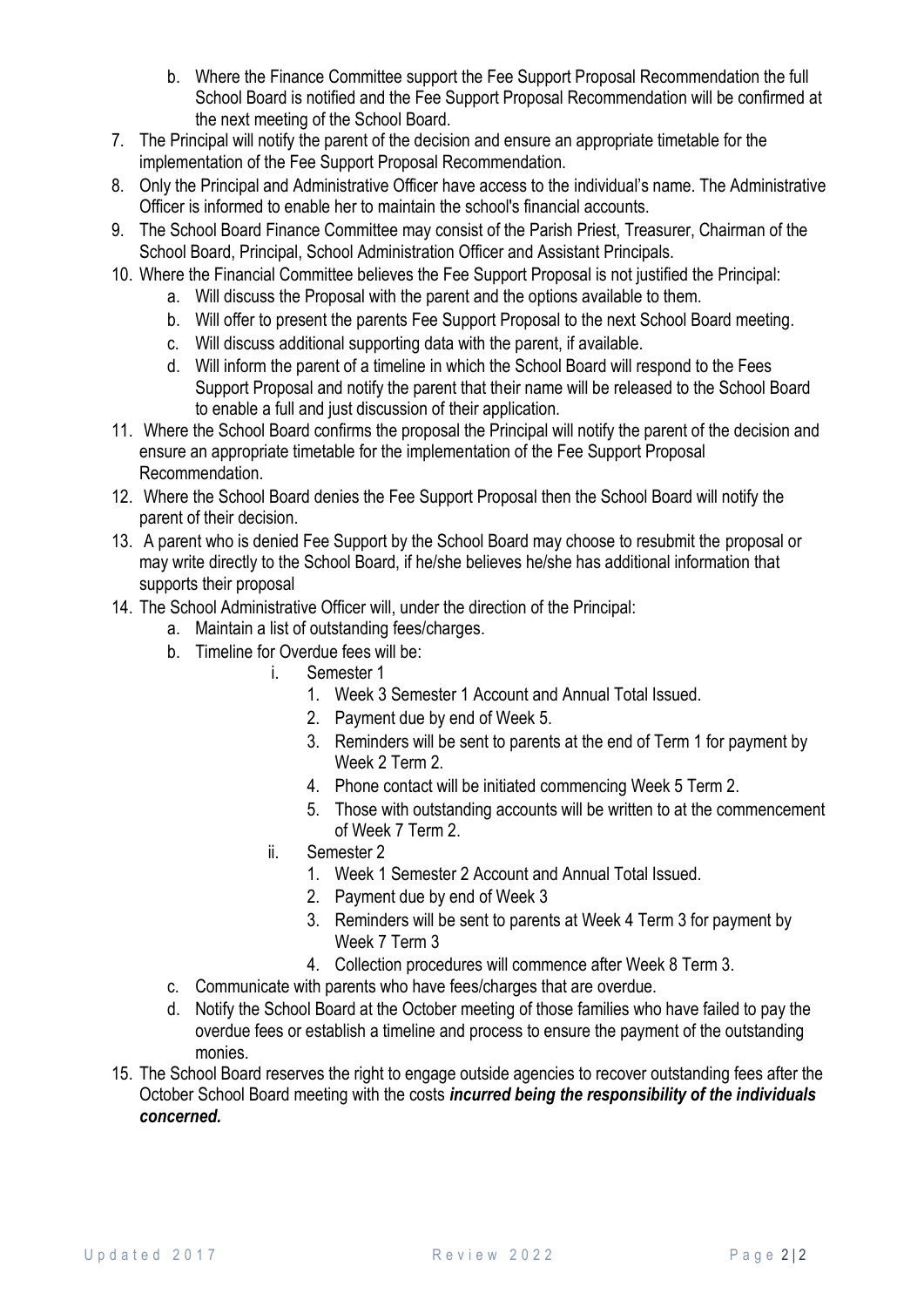b. Where the Finance Committee support the Fee Support Proposal Recommendation the full School Board is notified and the Fee Support Proposal Recommendation will be confirmed at the next meeting of the School Board.

7. The Principal will notify the parent of the decision and ensure an appropriate timetable for the implementation of the Fee Support Proposal Recommendation.
8. Only the Principal and Administrative Officer have access to the individual's name. The Administrative Officer is informed to enable her to maintain the school's financial accounts.
9. The School Board Finance Committee may consist of the Parish Priest, Treasurer, Chairman of the School Board, Principal, School Administration Officer and Assistant Principals.
10. Where the Financial Committee believes the Fee Support Proposal is not justified the Principal:
    a. Will discuss the Proposal with the parent and the options available to them.
    b. Will offer to present the parents Fee Support Proposal to the next School Board meeting.
    c. Will discuss additional supporting data with the parent, if available.
    d. Will inform the parent of a timeline in which the School Board will respond to the Fees Support Proposal and notify the parent that their name will be released to the School Board to enable a full and just discussion of their application.
11. Where the School Board confirms the proposal the Principal will notify the parent of the decision and ensure an appropriate timetable for the implementation of the Fee Support Proposal Recommendation.
12. Where the School Board denies the Fee Support Proposal then the School Board will notify the parent of their decision.
13. A parent who is denied Fee Support by the School Board may choose to resubmit the proposal or may write directly to the School Board, if he/she believes he/she has additional information that supports their proposal
14. The School Administrative Officer will, under the direction of the Principal:
    a. Maintain a list of outstanding fees/charges.
    b. Timeline for Overdue fees will be:
       i. Semester 1
          1. Week 3 Semester 1 Account and Annual Total Issued.
          2. Payment due by end of Week 5.
          3. Reminders will be sent to parents at the end of Term 1 for payment by Week 2 Term 2.
          4. Phone contact will be initiated commencing Week 5 Term 2.
          5. Those with outstanding accounts will be written to at the commencement of Week 7 Term 2.
       ii. Semester 2
          1. Week 1 Semester 2 Account and Annual Total Issued.
          2. Payment due by end of Week 3
          3. Reminders will be sent to parents at Week 4 Term 3 for payment by Week 7 Term 3
          4. Collection procedures will commence after Week 8 Term 3.
    c. Communicate with parents who have fees/charges that are overdue.
    d. Notify the School Board at the October meeting of those families who have failed to pay the overdue fees or establish a timeline and process to ensure the payment of the outstanding monies.
15. The School Board reserves the right to engage outside agencies to recover outstanding fees after the October School Board meeting with the costs ***incurred being the responsibility of the individuals concerned.***